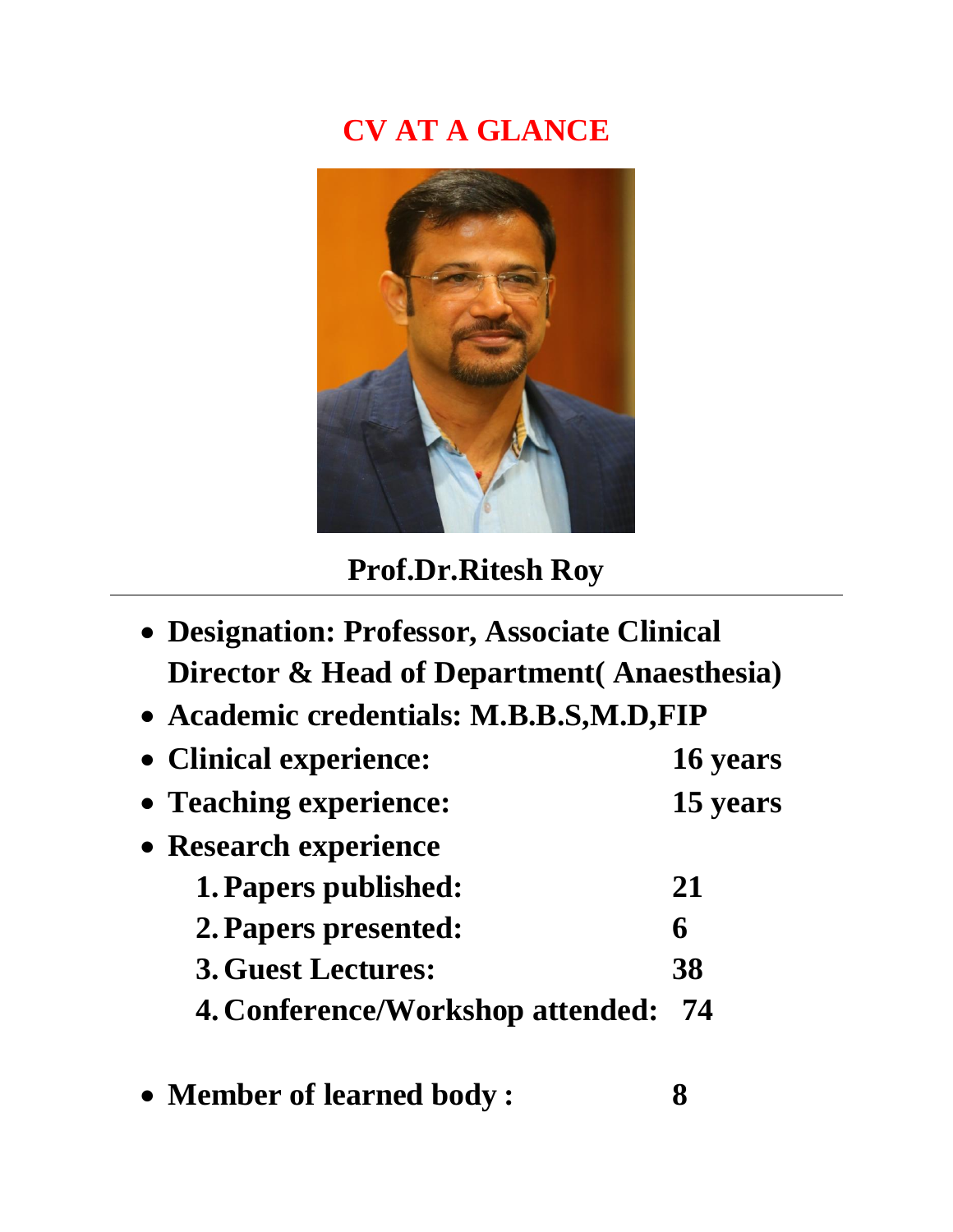# CV AT A GLANCE

## Prof.Dr.Ritesh Roy

---

- **Designation: Professor, Associate Clinical Director & Head of Department( Anaesthesia)**
- **Academic credentials: M.B.B.S,M.D,FIP**
- **Clinical experience: 16 years**
- **Teaching experience: 15 years**
- **Research experience**
  1. **Papers published: 21**
  2. **Papers presented: 6**
  3. **Guest Lectures: 38**
  4. **Conference/Workshop attended: 74**

- **Member of learned body : 8**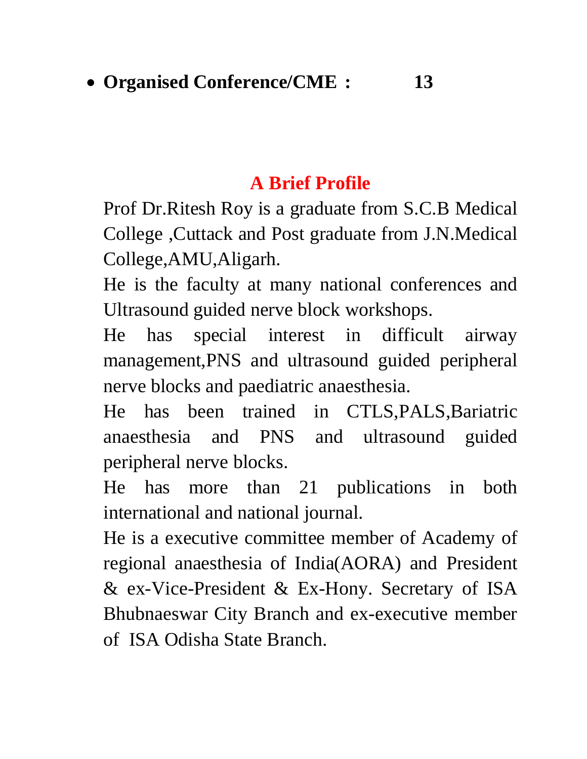- **Organised Conference/CME : 13**

## A Brief Profile

Prof Dr.Ritesh Roy is a graduate from S.C.B Medical College ,Cuttack and Post graduate from J.N.Medical College,AMU,Aligarh.

He is the faculty at many national conferences and Ultrasound guided nerve block workshops.

He has special interest in difficult airway management,PNS and ultrasound guided peripheral nerve blocks and paediatric anaesthesia.

He has been trained in CTLS,PALS,Bariatric anaesthesia and PNS and ultrasound guided peripheral nerve blocks.

He has more than 21 publications in both international and national journal.

He is a executive committee member of Academy of regional anaesthesia of India(AORA) and President & ex-Vice-President & Ex-Hony. Secretary of ISA Bhubnaeswar City Branch and ex-executive member of ISA Odisha State Branch.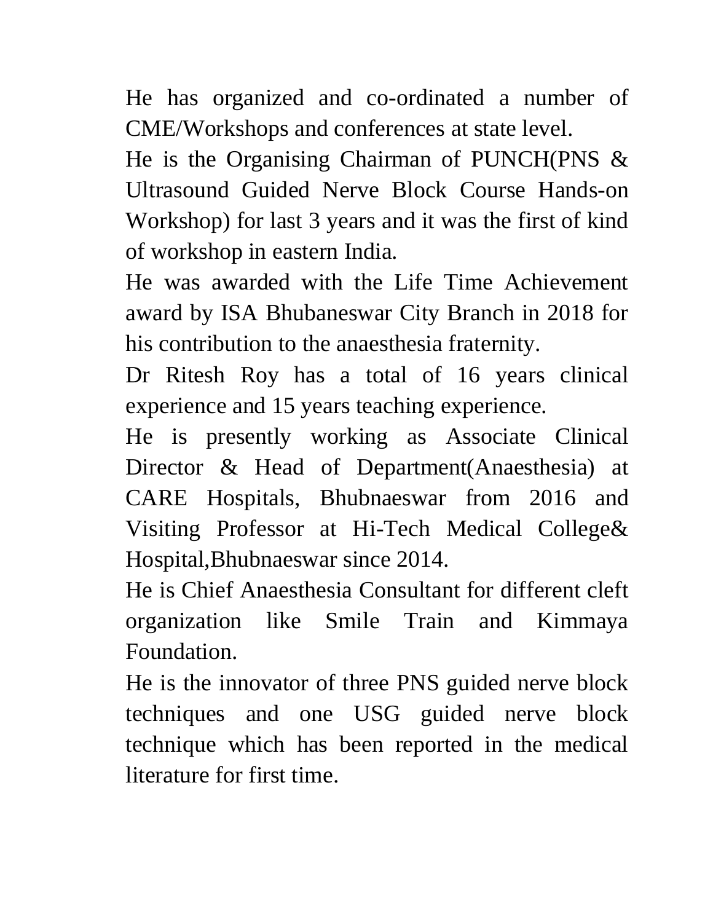He has organized and co-ordinated a number of CME/Workshops and conferences at state level.

He is the Organising Chairman of PUNCH(PNS & Ultrasound Guided Nerve Block Course Hands-on Workshop) for last 3 years and it was the first of kind of workshop in eastern India.

He was awarded with the Life Time Achievement award by ISA Bhubaneswar City Branch in 2018 for his contribution to the anaesthesia fraternity.

Dr Ritesh Roy has a total of 16 years clinical experience and 15 years teaching experience.

He is presently working as Associate Clinical Director & Head of Department(Anaesthesia) at CARE Hospitals, Bhubnaeswar from 2016 and Visiting Professor at Hi-Tech Medical College& Hospital,Bhubnaeswar since 2014.

He is Chief Anaesthesia Consultant for different cleft organization like Smile Train and Kimmaya Foundation.

He is the innovator of three PNS guided nerve block techniques and one USG guided nerve block technique which has been reported in the medical literature for first time.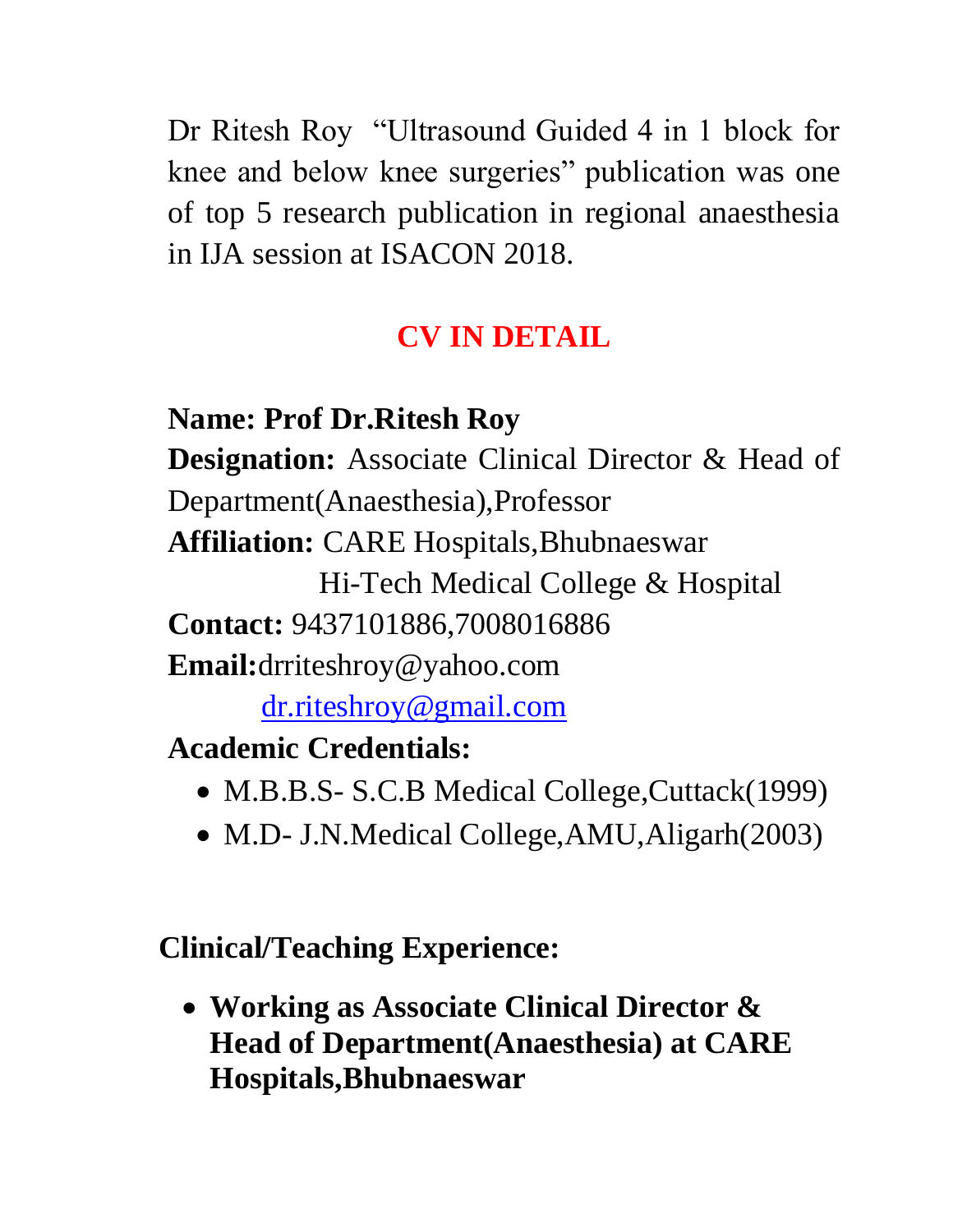Dr Ritesh Roy "Ultrasound Guided 4 in 1 block for knee and below knee surgeries" publication was one of top 5 research publication in regional anaesthesia in IJA session at ISACON 2018.

## CV IN DETAIL

**Name: Prof Dr.Ritesh Roy**

**Designation:** Associate Clinical Director & Head of Department(Anaesthesia),Professor

**Affiliation:** CARE Hospitals,Bhubnaeswar
Hi-Tech Medical College & Hospital

**Contact:** 9437101886,7008016886

**Email:**drriteshroy@yahoo.com
dr.riteshroy@gmail.com

**Academic Credentials:**

- M.B.B.S- S.C.B Medical College,Cuttack(1999)
- M.D- J.N.Medical College,AMU,Aligarh(2003)

**Clinical/Teaching Experience:**

- **Working as Associate Clinical Director & Head of Department(Anaesthesia) at CARE Hospitals,Bhubnaeswar**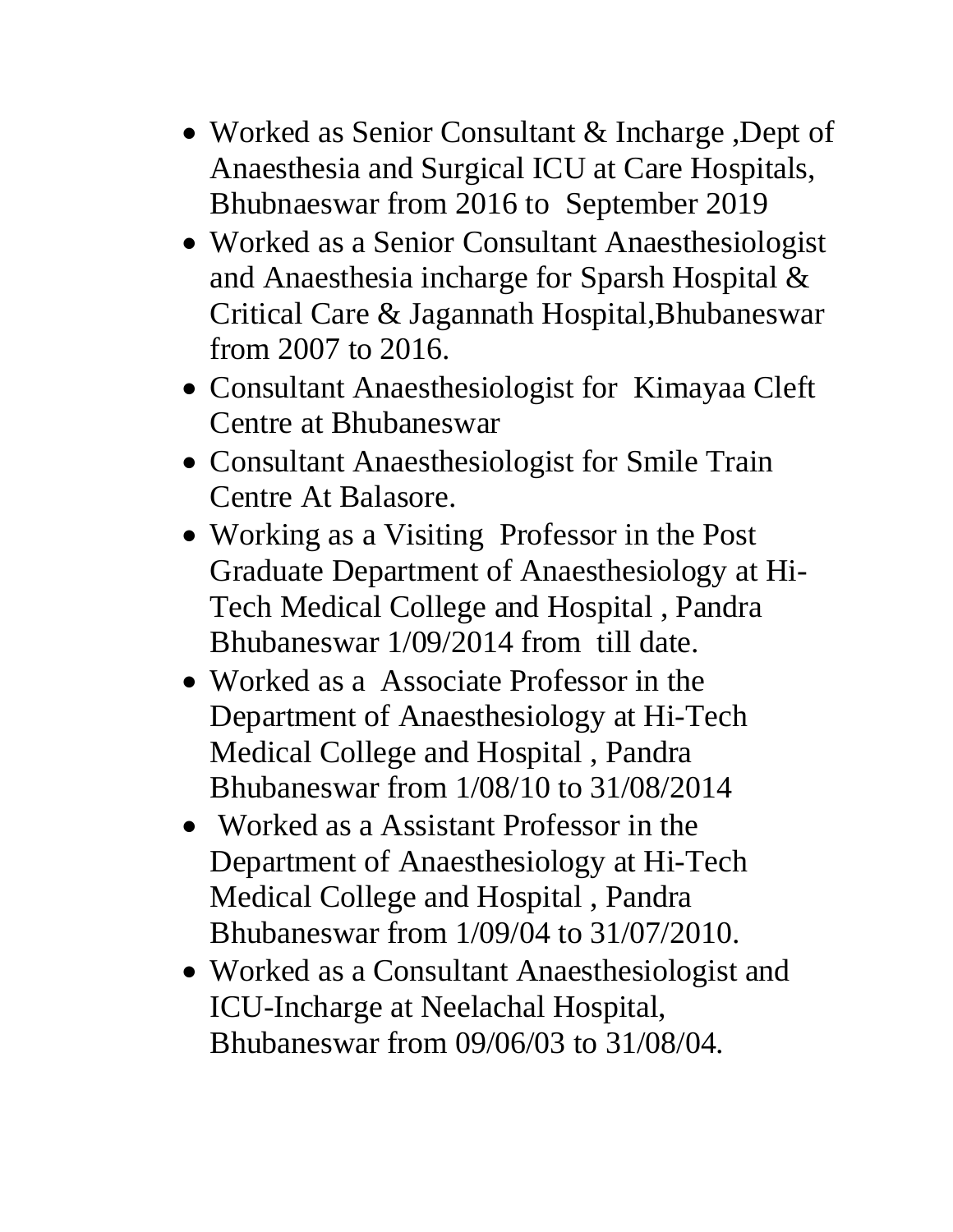- Worked as Senior Consultant & Incharge ,Dept of Anaesthesia and Surgical ICU at Care Hospitals, Bhubnaeswar from 2016 to September 2019
- Worked as a Senior Consultant Anaesthesiologist and Anaesthesia incharge for Sparsh Hospital & Critical Care & Jagannath Hospital,Bhubaneswar from 2007 to 2016.
- Consultant Anaesthesiologist for Kimayaa Cleft Centre at Bhubaneswar
- Consultant Anaesthesiologist for Smile Train Centre At Balasore.
- Working as a Visiting Professor in the Post Graduate Department of Anaesthesiology at Hi-Tech Medical College and Hospital , Pandra Bhubaneswar 1/09/2014 from till date.
- Worked as a Associate Professor in the Department of Anaesthesiology at Hi-Tech Medical College and Hospital , Pandra Bhubaneswar from 1/08/10 to 31/08/2014
- Worked as a Assistant Professor in the Department of Anaesthesiology at Hi-Tech Medical College and Hospital , Pandra Bhubaneswar from 1/09/04 to 31/07/2010.
- Worked as a Consultant Anaesthesiologist and ICU-Incharge at Neelachal Hospital, Bhubaneswar from 09/06/03 to 31/08/04.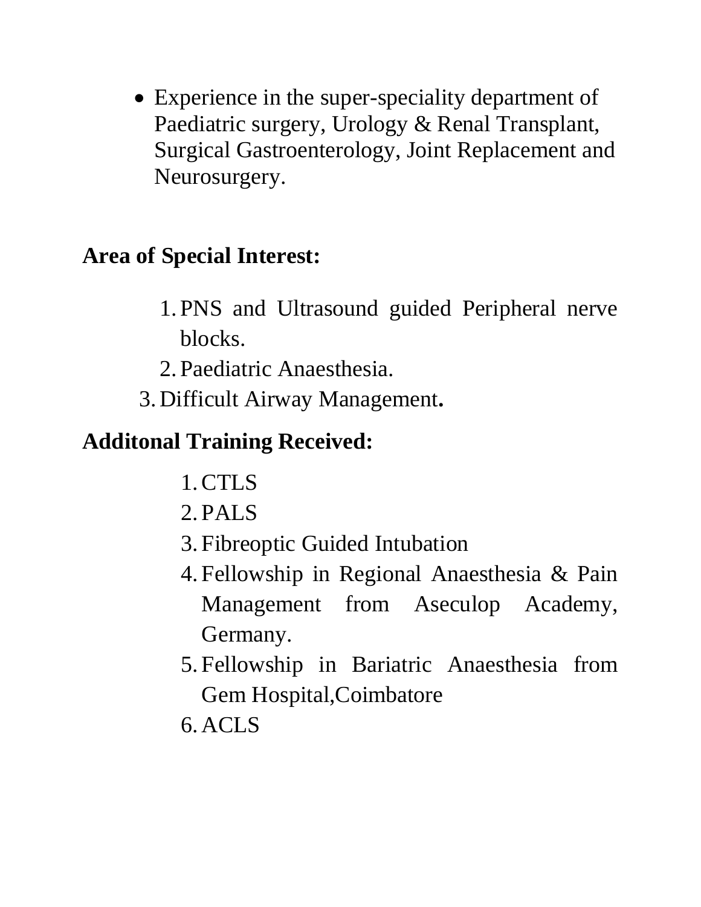- Experience in the super-speciality department of Paediatric surgery, Urology & Renal Transplant, Surgical Gastroenterology, Joint Replacement and Neurosurgery.

**Area of Special Interest:**

1. PNS and Ultrasound guided Peripheral nerve blocks.
2. Paediatric Anaesthesia.
3. Difficult Airway Management**.**

**Additonal Training Received:**

1. CTLS
2. PALS
3. Fibreoptic Guided Intubation
4. Fellowship in Regional Anaesthesia & Pain Management from Aseculop Academy, Germany.
5. Fellowship in Bariatric Anaesthesia from Gem Hospital,Coimbatore
6. ACLS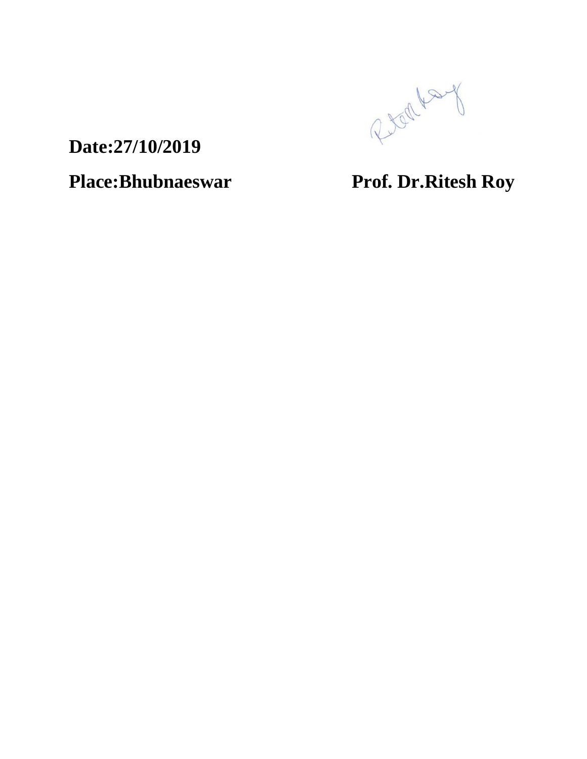**Date:27/10/2019**

**Place:Bhubnaeswar** **Prof. Dr.Ritesh Roy**